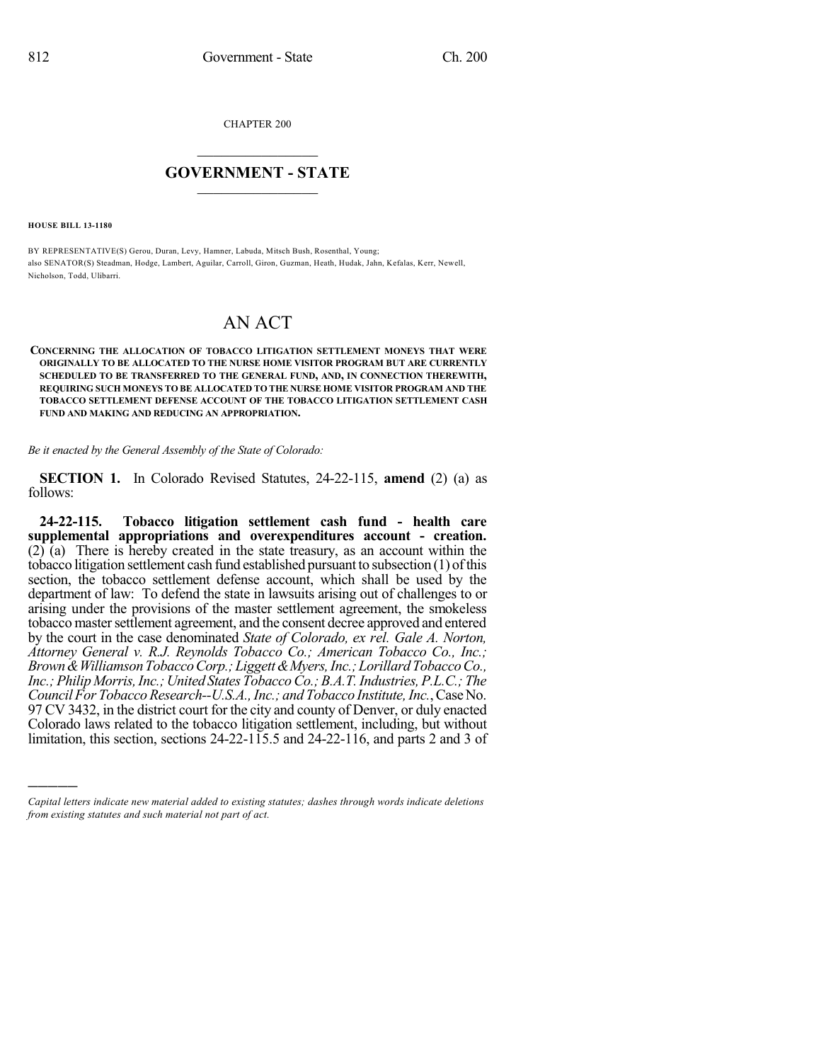CHAPTER 200

# GOVERNMENT - STATE

**HOUSE BILL 13-1180**

BY REPRESENTATIVE(S) Gerou, Duran, Levy, Hamner, Labuda, Mitsch Bush, Rosenthal, Young;
also SENATOR(S) Steadman, Hodge, Lambert, Aguilar, Carroll, Giron, Guzman, Heath, Hudak, Jahn, Kefalas, Kerr, Newell, Nicholson, Todd, Ulibarri.

# AN ACT

**CONCERNING THE ALLOCATION OF TOBACCO LITIGATION SETTLEMENT MONEYS THAT WERE ORIGINALLY TO BE ALLOCATED TO THE NURSE HOME VISITOR PROGRAM BUT ARE CURRENTLY SCHEDULED TO BE TRANSFERRED TO THE GENERAL FUND, AND, IN CONNECTION THEREWITH, REQUIRING SUCH MONEYS TO BE ALLOCATED TO THE NURSE HOME VISITOR PROGRAM AND THE TOBACCO SETTLEMENT DEFENSE ACCOUNT OF THE TOBACCO LITIGATION SETTLEMENT CASH FUND AND MAKING AND REDUCING AN APPROPRIATION.**

*Be it enacted by the General Assembly of the State of Colorado:*

**SECTION 1.** In Colorado Revised Statutes, 24-22-115, **amend** (2) (a) as follows:

**24-22-115. Tobacco litigation settlement cash fund - health care supplemental appropriations and overexpenditures account - creation.** (2) (a) There is hereby created in the state treasury, as an account within the tobacco litigation settlement cash fund established pursuant to subsection (1) of this section, the tobacco settlement defense account, which shall be used by the department of law: To defend the state in lawsuits arising out of challenges to or arising under the provisions of the master settlement agreement, the smokeless tobacco master settlement agreement, and the consent decree approved and entered by the court in the case denominated *State of Colorado, ex rel. Gale A. Norton, Attorney General v. R.J. Reynolds Tobacco Co.; American Tobacco Co., Inc.; Brown & Williamson Tobacco Corp.; Liggett & Myers, Inc.; Lorillard Tobacco Co., Inc.; Philip Morris, Inc.; United States Tobacco Co.; B.A.T. Industries, P.L.C.; The Council For Tobacco Research--U.S.A., Inc.; and Tobacco Institute, Inc.*, Case No. 97 CV 3432, in the district court for the city and county of Denver, or duly enacted Colorado laws related to the tobacco litigation settlement, including, but without limitation, this section, sections 24-22-115.5 and 24-22-116, and parts 2 and 3 of

———

*Capital letters indicate new material added to existing statutes; dashes through words indicate deletions from existing statutes and such material not part of act.*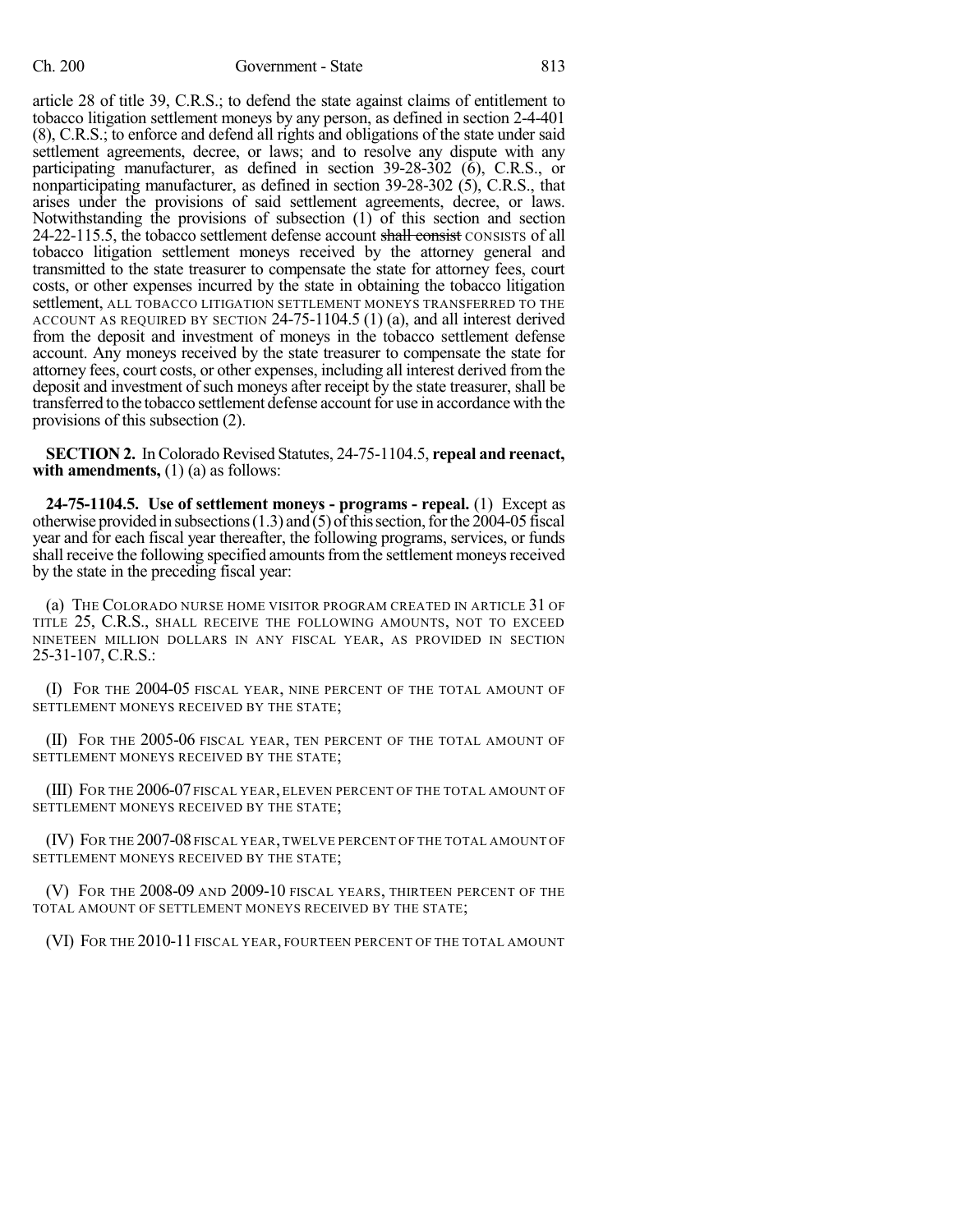article 28 of title 39, C.R.S.; to defend the state against claims of entitlement to tobacco litigation settlement moneys by any person, as defined in section 2-4-401 (8), C.R.S.; to enforce and defend all rights and obligations of the state under said settlement agreements, decree, or laws; and to resolve any dispute with any participating manufacturer, as defined in section 39-28-302 (6), C.R.S., or nonparticipating manufacturer, as defined in section 39-28-302 (5), C.R.S., that arises under the provisions of said settlement agreements, decree, or laws. Notwithstanding the provisions of subsection (1) of this section and section 24-22-115.5, the tobacco settlement defense account ~~shall consist~~ CONSISTS of all tobacco litigation settlement moneys received by the attorney general and transmitted to the state treasurer to compensate the state for attorney fees, court costs, or other expenses incurred by the state in obtaining the tobacco litigation settlement, ALL TOBACCO LITIGATION SETTLEMENT MONEYS TRANSFERRED TO THE ACCOUNT AS REQUIRED BY SECTION 24-75-1104.5 (1) (a), and all interest derived from the deposit and investment of moneys in the tobacco settlement defense account. Any moneys received by the state treasurer to compensate the state for attorney fees, court costs, or other expenses, including all interest derived from the deposit and investment of such moneys after receipt by the state treasurer, shall be transferred to the tobacco settlement defense account for use in accordance with the provisions of this subsection (2).

**SECTION 2.** In Colorado Revised Statutes, 24-75-1104.5, **repeal and reenact, with amendments,** (1) (a) as follows:

**24-75-1104.5. Use of settlement moneys - programs - repeal.** (1) Except as otherwise provided in subsections (1.3) and (5) of this section, for the 2004-05 fiscal year and for each fiscal year thereafter, the following programs, services, or funds shall receive the following specified amounts from the settlement moneys received by the state in the preceding fiscal year:

(a) THE COLORADO NURSE HOME VISITOR PROGRAM CREATED IN ARTICLE 31 OF TITLE 25, C.R.S., SHALL RECEIVE THE FOLLOWING AMOUNTS, NOT TO EXCEED NINETEEN MILLION DOLLARS IN ANY FISCAL YEAR, AS PROVIDED IN SECTION 25-31-107, C.R.S.:

(I) FOR THE 2004-05 FISCAL YEAR, NINE PERCENT OF THE TOTAL AMOUNT OF SETTLEMENT MONEYS RECEIVED BY THE STATE;

(II) FOR THE 2005-06 FISCAL YEAR, TEN PERCENT OF THE TOTAL AMOUNT OF SETTLEMENT MONEYS RECEIVED BY THE STATE;

(III) FOR THE 2006-07 FISCAL YEAR, ELEVEN PERCENT OF THE TOTAL AMOUNT OF SETTLEMENT MONEYS RECEIVED BY THE STATE;

(IV) FOR THE 2007-08 FISCAL YEAR, TWELVE PERCENT OF THE TOTAL AMOUNT OF SETTLEMENT MONEYS RECEIVED BY THE STATE;

(V) FOR THE 2008-09 AND 2009-10 FISCAL YEARS, THIRTEEN PERCENT OF THE TOTAL AMOUNT OF SETTLEMENT MONEYS RECEIVED BY THE STATE;

(VI) FOR THE 2010-11 FISCAL YEAR, FOURTEEN PERCENT OF THE TOTAL AMOUNT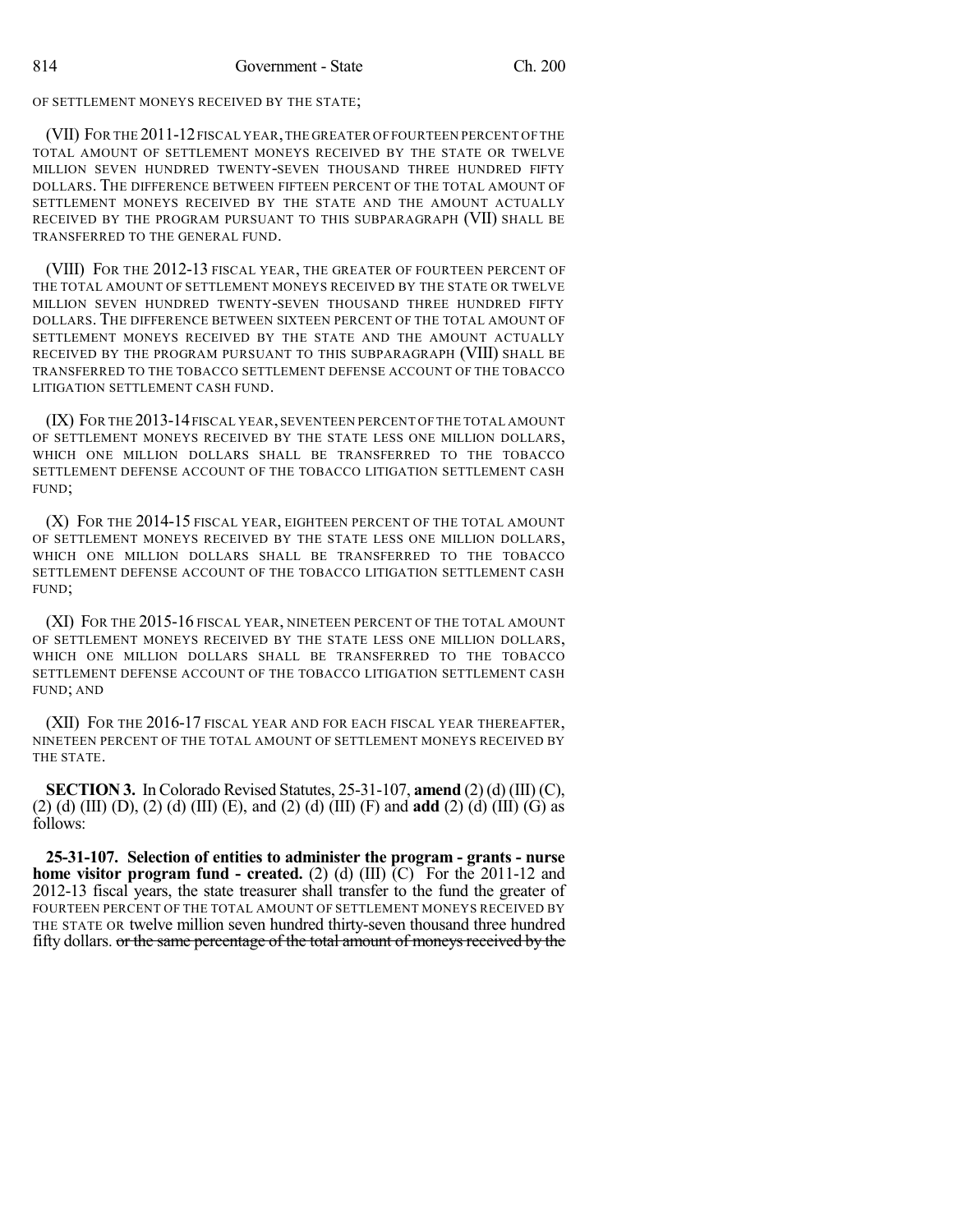OF SETTLEMENT MONEYS RECEIVED BY THE STATE;

(VII) FOR THE 2011-12 FISCAL YEAR, THE GREATER OF FOURTEEN PERCENT OF THE TOTAL AMOUNT OF SETTLEMENT MONEYS RECEIVED BY THE STATE OR TWELVE MILLION SEVEN HUNDRED TWENTY-SEVEN THOUSAND THREE HUNDRED FIFTY DOLLARS. THE DIFFERENCE BETWEEN FIFTEEN PERCENT OF THE TOTAL AMOUNT OF SETTLEMENT MONEYS RECEIVED BY THE STATE AND THE AMOUNT ACTUALLY RECEIVED BY THE PROGRAM PURSUANT TO THIS SUBPARAGRAPH (VII) SHALL BE TRANSFERRED TO THE GENERAL FUND.

(VIII) FOR THE 2012-13 FISCAL YEAR, THE GREATER OF FOURTEEN PERCENT OF THE TOTAL AMOUNT OF SETTLEMENT MONEYS RECEIVED BY THE STATE OR TWELVE MILLION SEVEN HUNDRED TWENTY-SEVEN THOUSAND THREE HUNDRED FIFTY DOLLARS. THE DIFFERENCE BETWEEN SIXTEEN PERCENT OF THE TOTAL AMOUNT OF SETTLEMENT MONEYS RECEIVED BY THE STATE AND THE AMOUNT ACTUALLY RECEIVED BY THE PROGRAM PURSUANT TO THIS SUBPARAGRAPH (VIII) SHALL BE TRANSFERRED TO THE TOBACCO SETTLEMENT DEFENSE ACCOUNT OF THE TOBACCO LITIGATION SETTLEMENT CASH FUND.

(IX) FOR THE 2013-14 FISCAL YEAR, SEVENTEEN PERCENT OF THE TOTAL AMOUNT OF SETTLEMENT MONEYS RECEIVED BY THE STATE LESS ONE MILLION DOLLARS, WHICH ONE MILLION DOLLARS SHALL BE TRANSFERRED TO THE TOBACCO SETTLEMENT DEFENSE ACCOUNT OF THE TOBACCO LITIGATION SETTLEMENT CASH FUND;

(X) FOR THE 2014-15 FISCAL YEAR, EIGHTEEN PERCENT OF THE TOTAL AMOUNT OF SETTLEMENT MONEYS RECEIVED BY THE STATE LESS ONE MILLION DOLLARS, WHICH ONE MILLION DOLLARS SHALL BE TRANSFERRED TO THE TOBACCO SETTLEMENT DEFENSE ACCOUNT OF THE TOBACCO LITIGATION SETTLEMENT CASH FUND;

(XI) FOR THE 2015-16 FISCAL YEAR, NINETEEN PERCENT OF THE TOTAL AMOUNT OF SETTLEMENT MONEYS RECEIVED BY THE STATE LESS ONE MILLION DOLLARS, WHICH ONE MILLION DOLLARS SHALL BE TRANSFERRED TO THE TOBACCO SETTLEMENT DEFENSE ACCOUNT OF THE TOBACCO LITIGATION SETTLEMENT CASH FUND; AND

(XII) FOR THE 2016-17 FISCAL YEAR AND FOR EACH FISCAL YEAR THEREAFTER, NINETEEN PERCENT OF THE TOTAL AMOUNT OF SETTLEMENT MONEYS RECEIVED BY THE STATE.

**SECTION 3.** In Colorado Revised Statutes, 25-31-107, **amend** (2) (d) (III) (C), (2) (d) (III) (D), (2) (d) (III) (E), and (2) (d) (III) (F) and **add** (2) (d) (III) (G) as follows:

**25-31-107. Selection of entities to administer the program - grants - nurse home visitor program fund - created.** (2) (d) (III) (C) For the 2011-12 and 2012-13 fiscal years, the state treasurer shall transfer to the fund the greater of FOURTEEN PERCENT OF THE TOTAL AMOUNT OF SETTLEMENT MONEYS RECEIVED BY THE STATE OR twelve million seven hundred thirty-seven thousand three hundred fifty dollars. ~~or the same percentage of the total amount of moneys received by the~~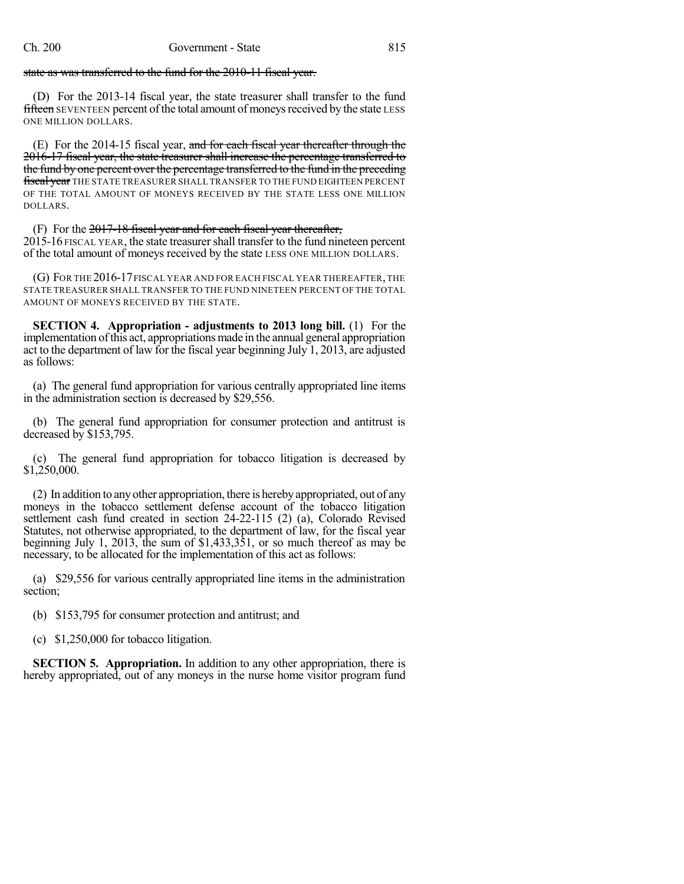state as was transferred to the fund for the 2010-11 fiscal year.

(D) For the 2013-14 fiscal year, the state treasurer shall transfer to the fund fifteen SEVENTEEN percent of the total amount of moneys received by the state LESS ONE MILLION DOLLARS.

(E) For the 2014-15 fiscal year, and for each fiscal year thereafter through the 2016-17 fiscal year, the state treasurer shall increase the percentage transferred to the fund by one percent over the percentage transferred to the fund in the preceding fiscal year THE STATE TREASURER SHALL TRANSFER TO THE FUND EIGHTEEN PERCENT OF THE TOTAL AMOUNT OF MONEYS RECEIVED BY THE STATE LESS ONE MILLION DOLLARS.

(F) For the 2017-18 fiscal year and for each fiscal year thereafter, 2015-16 FISCAL YEAR, the state treasurer shall transfer to the fund nineteen percent of the total amount of moneys received by the state LESS ONE MILLION DOLLARS.

(G) FOR THE 2016-17 FISCAL YEAR AND FOR EACH FISCAL YEAR THEREAFTER, THE STATE TREASURER SHALL TRANSFER TO THE FUND NINETEEN PERCENT OF THE TOTAL AMOUNT OF MONEYS RECEIVED BY THE STATE.

**SECTION 4. Appropriation - adjustments to 2013 long bill.** (1) For the implementation of this act, appropriations made in the annual general appropriation act to the department of law for the fiscal year beginning July 1, 2013, are adjusted as follows:

(a) The general fund appropriation for various centrally appropriated line items in the administration section is decreased by $29,556.

(b) The general fund appropriation for consumer protection and antitrust is decreased by $153,795.

(c) The general fund appropriation for tobacco litigation is decreased by $1,250,000.

(2) In addition to any other appropriation, there is hereby appropriated, out of any moneys in the tobacco settlement defense account of the tobacco litigation settlement cash fund created in section 24-22-115 (2) (a), Colorado Revised Statutes, not otherwise appropriated, to the department of law, for the fiscal year beginning July 1, 2013, the sum of $1,433,351, or so much thereof as may be necessary, to be allocated for the implementation of this act as follows:

(a) $29,556 for various centrally appropriated line items in the administration section;

(b) $153,795 for consumer protection and antitrust; and

(c) $1,250,000 for tobacco litigation.

**SECTION 5. Appropriation.** In addition to any other appropriation, there is hereby appropriated, out of any moneys in the nurse home visitor program fund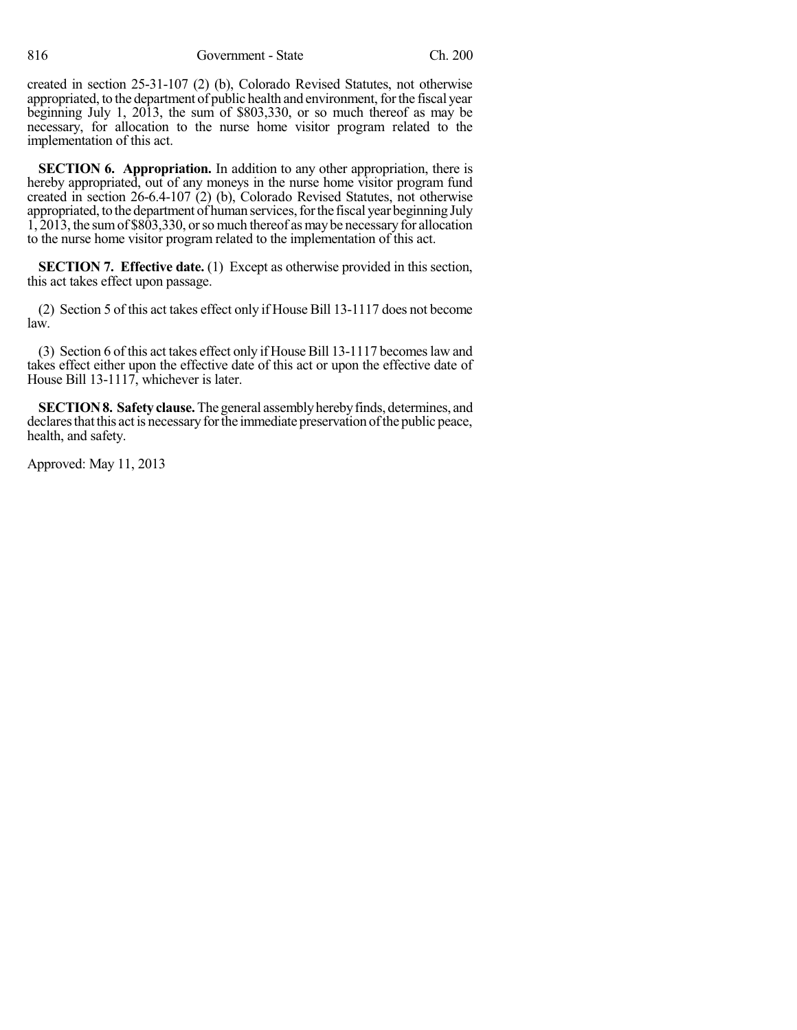created in section 25-31-107 (2) (b), Colorado Revised Statutes, not otherwise appropriated, to the department of public health and environment, for the fiscal year beginning July 1, 2013, the sum of $803,330, or so much thereof as may be necessary, for allocation to the nurse home visitor program related to the implementation of this act.

**SECTION 6. Appropriation.** In addition to any other appropriation, there is hereby appropriated, out of any moneys in the nurse home visitor program fund created in section 26-6.4-107 (2) (b), Colorado Revised Statutes, not otherwise appropriated, to the department of human services, for the fiscal year beginning July 1, 2013, the sum of $803,330, or so much thereof as may be necessary for allocation to the nurse home visitor program related to the implementation of this act.

**SECTION 7. Effective date.** (1) Except as otherwise provided in this section, this act takes effect upon passage.

(2) Section 5 of this act takes effect only if House Bill 13-1117 does not become law.

(3) Section 6 of this act takes effect only if House Bill 13-1117 becomes law and takes effect either upon the effective date of this act or upon the effective date of House Bill 13-1117, whichever is later.

**SECTION 8. Safety clause.** The general assembly hereby finds, determines, and declares that this act is necessary for the immediate preservation of the public peace, health, and safety.

Approved: May 11, 2013